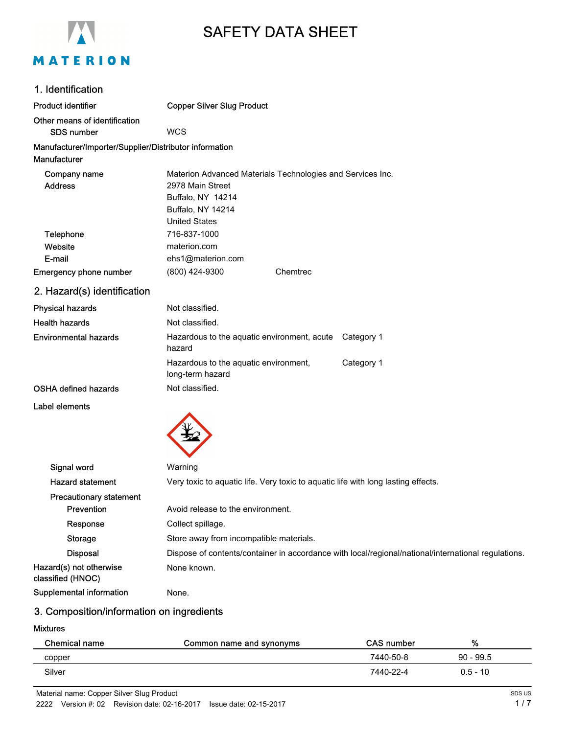# SAFETY DATA SHEET

## 1. Identification

| | |
|---|---|
| Product identifier | Copper Silver Slug Product |
| Other means of identification | |
| SDS number | WCS |
| Manufacturer/Importer/Supplier/Distributor information | |
| Manufacturer | |
| Company name | Materion Advanced Materials Technologies and Services Inc. |
| Address | 2978 Main Street<br>Buffalo, NY 14214<br>Buffalo, NY 14214<br>United States |
| Telephone | 716-837-1000 |
| Website | materion.com |
| E-mail | ehs1@materion.com |
| Emergency phone number | (800) 424-9300 Chemtrec |

## 2. Hazard(s) identification

| | | |
|---|---|---|
| Physical hazards | Not classified. | |
| Health hazards | Not classified. | |
| Environmental hazards | Hazardous to the aquatic environment, acute hazard | Category 1 |
| | Hazardous to the aquatic environment, long-term hazard | Category 1 |
| OSHA defined hazards | Not classified. | |

**Label elements**

| | |
|---|---|
| Signal word | Warning |
| Hazard statement | Very toxic to aquatic life. Very toxic to aquatic life with long lasting effects. |
| Precautionary statement | |
| Prevention | Avoid release to the environment. |
| Response | Collect spillage. |
| Storage | Store away from incompatible materials. |
| Disposal | Dispose of contents/container in accordance with local/regional/national/international regulations. |
| Hazard(s) not otherwise classified (HNOC) | None known. |
| Supplemental information | None. |

## 3. Composition/information on ingredients

**Mixtures**

| Chemical name | Common name and synonyms | CAS number | % |
|---|---|---|---|
| copper | | 7440-50-8 | 90 - 99.5 |
| Silver | | 7440-22-4 | 0.5 - 10 |

Material name: Copper Silver Slug Product

2222 Version #: 02 Revision date: 02-16-2017 Issue date: 02-15-2017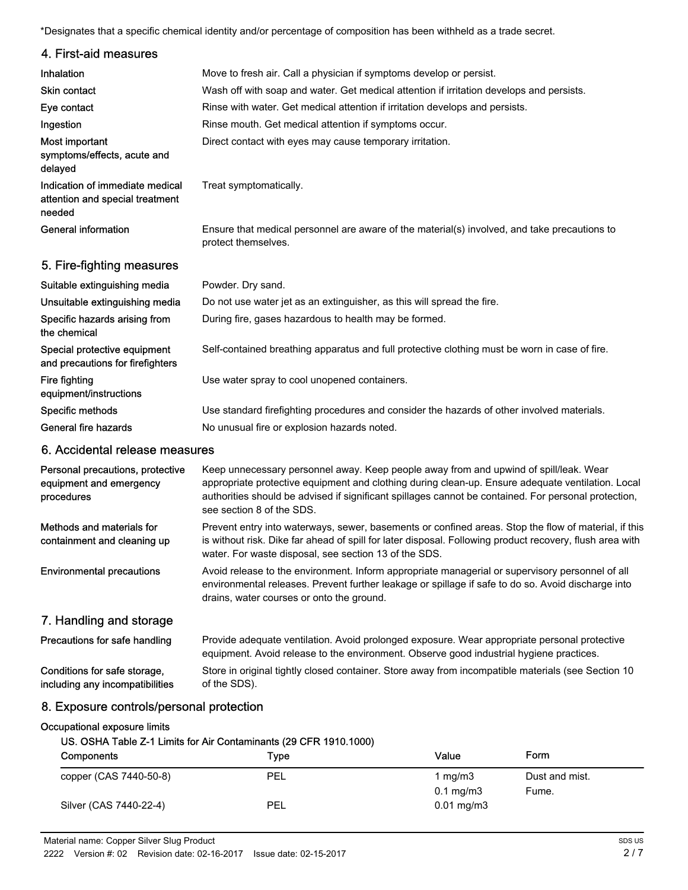*Designates that a specific chemical identity and/or percentage of composition has been withheld as a trade secret.

## 4. First-aid measures

| | |
|---|---|
| **Inhalation** | Move to fresh air. Call a physician if symptoms develop or persist. |
| **Skin contact** | Wash off with soap and water. Get medical attention if irritation develops and persists. |
| **Eye contact** | Rinse with water. Get medical attention if irritation develops and persists. |
| **Ingestion** | Rinse mouth. Get medical attention if symptoms occur. |
| **Most important symptoms/effects, acute and delayed** | Direct contact with eyes may cause temporary irritation. |
| **Indication of immediate medical attention and special treatment needed** | Treat symptomatically. |
| **General information** | Ensure that medical personnel are aware of the material(s) involved, and take precautions to protect themselves. |

## 5. Fire-fighting measures

| | |
|---|---|
| **Suitable extinguishing media** | Powder. Dry sand. |
| **Unsuitable extinguishing media** | Do not use water jet as an extinguisher, as this will spread the fire. |
| **Specific hazards arising from the chemical** | During fire, gases hazardous to health may be formed. |
| **Special protective equipment and precautions for firefighters** | Self-contained breathing apparatus and full protective clothing must be worn in case of fire. |
| **Fire fighting equipment/instructions** | Use water spray to cool unopened containers. |
| **Specific methods** | Use standard firefighting procedures and consider the hazards of other involved materials. |
| **General fire hazards** | No unusual fire or explosion hazards noted. |

## 6. Accidental release measures

| | |
|---|---|
| **Personal precautions, protective equipment and emergency procedures** | Keep unnecessary personnel away. Keep people away from and upwind of spill/leak. Wear appropriate protective equipment and clothing during clean-up. Ensure adequate ventilation. Local authorities should be advised if significant spillages cannot be contained. For personal protection, see section 8 of the SDS. |
| **Methods and materials for containment and cleaning up** | Prevent entry into waterways, sewer, basements or confined areas. Stop the flow of material, if this is without risk. Dike far ahead of spill for later disposal. Following product recovery, flush area with water. For waste disposal, see section 13 of the SDS. |
| **Environmental precautions** | Avoid release to the environment. Inform appropriate managerial or supervisory personnel of all environmental releases. Prevent further leakage or spillage if safe to do so. Avoid discharge into drains, water courses or onto the ground. |

## 7. Handling and storage

| | |
|---|---|
| **Precautions for safe handling** | Provide adequate ventilation. Avoid prolonged exposure. Wear appropriate personal protective equipment. Avoid release to the environment. Observe good industrial hygiene practices. |
| **Conditions for safe storage, including any incompatibilities** | Store in original tightly closed container. Store away from incompatible materials (see Section 10 of the SDS). |

## 8. Exposure controls/personal protection

**Occupational exposure limits**

**US. OSHA Table Z-1 Limits for Air Contaminants (29 CFR 1910.1000)**

| Components | Type | Value | Form |
|---|---|---|---|
| copper (CAS 7440-50-8) | PEL | 1 mg/m3 | Dust and mist. |
| | | 0.1 mg/m3 | Fume. |
| Silver (CAS 7440-22-4) | PEL | 0.01 mg/m3 | |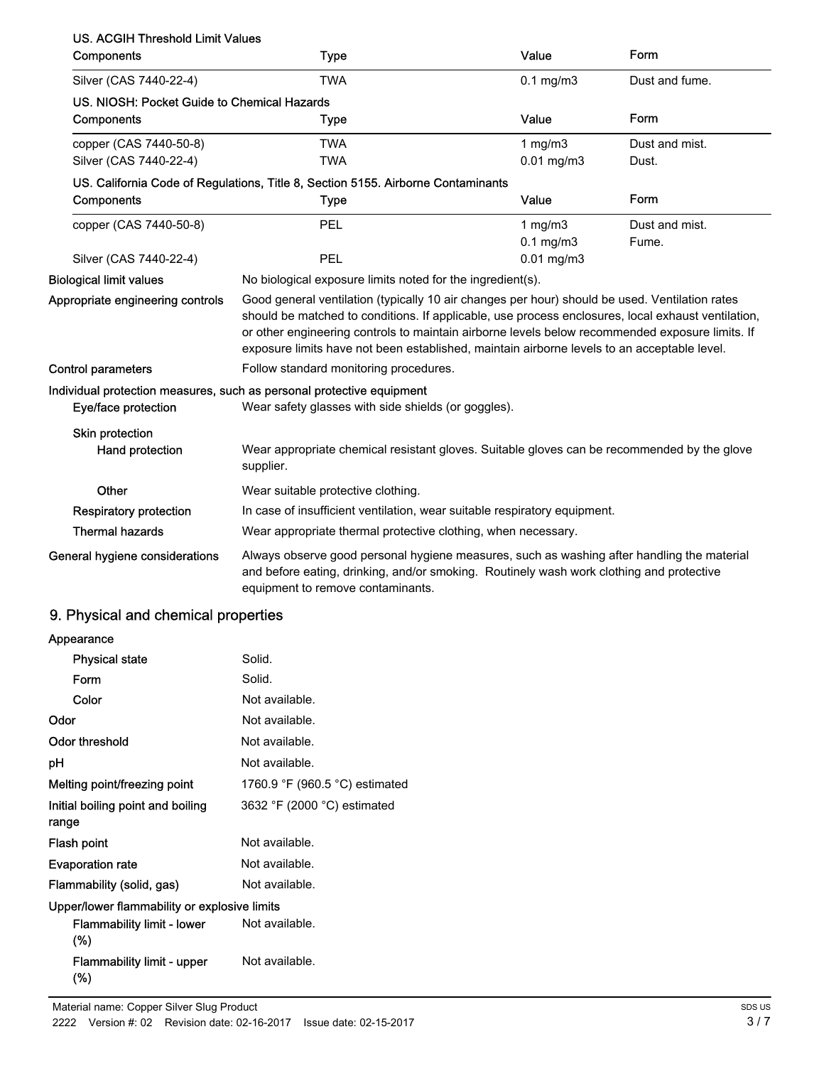### US. ACGIH Threshold Limit Values

| Components | Type | Value | Form |
|---|---|---|---|
| Silver (CAS 7440-22-4) | TWA | 0.1 mg/m3 | Dust and fume. |

### US. NIOSH: Pocket Guide to Chemical Hazards

| Components | Type | Value | Form |
|---|---|---|---|
| copper (CAS 7440-50-8) | TWA | 1 mg/m3 | Dust and mist. |
| Silver (CAS 7440-22-4) | TWA | 0.01 mg/m3 | Dust. |

### US. California Code of Regulations, Title 8, Section 5155. Airborne Contaminants

| Components | Type | Value | Form |
|---|---|---|---|
| copper (CAS 7440-50-8) | PEL | 1 mg/m3 | Dust and mist. |
| | | 0.1 mg/m3 | Fume. |
| Silver (CAS 7440-22-4) | PEL | 0.01 mg/m3 | |

**Biological limit values** No biological exposure limits noted for the ingredient(s).

**Appropriate engineering controls** Good general ventilation (typically 10 air changes per hour) should be used. Ventilation rates should be matched to conditions. If applicable, use process enclosures, local exhaust ventilation, or other engineering controls to maintain airborne levels below recommended exposure limits. If exposure limits have not been established, maintain airborne levels to an acceptable level.

**Control parameters** Follow standard monitoring procedures.

**Individual protection measures, such as personal protective equipment**

**Eye/face protection** Wear safety glasses with side shields (or goggles).

**Skin protection**

**Hand protection** Wear appropriate chemical resistant gloves. Suitable gloves can be recommended by the glove supplier.

**Other** Wear suitable protective clothing.

**Respiratory protection** In case of insufficient ventilation, wear suitable respiratory equipment.

**Thermal hazards** Wear appropriate thermal protective clothing, when necessary.

**General hygiene considerations** Always observe good personal hygiene measures, such as washing after handling the material and before eating, drinking, and/or smoking. Routinely wash work clothing and protective equipment to remove contaminants.

## 9. Physical and chemical properties

**Appearance**

**Physical state** Solid.

**Form** Solid.

**Color** Not available.

**Odor** Not available.

**Odor threshold** Not available.

**pH** Not available.

**Melting point/freezing point** 1760.9 °F (960.5 °C) estimated

**Initial boiling point and boiling range** 3632 °F (2000 °C) estimated

**Flash point** Not available.

**Evaporation rate** Not available.

**Flammability (solid, gas)** Not available.

**Upper/lower flammability or explosive limits**

**Flammability limit - lower (%)** Not available.

**Flammability limit - upper (%)** Not available.

Material name: Copper Silver Slug Product

2222 Version #: 02 Revision date: 02-16-2017 Issue date: 02-15-2017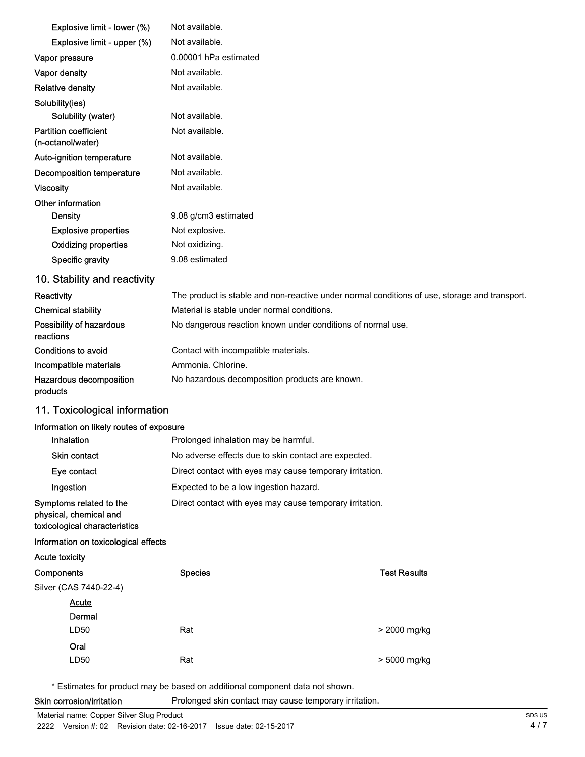| | |
|---|---|
| Explosive limit - lower (%) | Not available. |
| Explosive limit - upper (%) | Not available. |
| Vapor pressure | 0.00001 hPa estimated |
| Vapor density | Not available. |
| Relative density | Not available. |
| Solubility(ies) | |
| Solubility (water) | Not available. |
| Partition coefficient (n-octanol/water) | Not available. |
| Auto-ignition temperature | Not available. |
| Decomposition temperature | Not available. |
| Viscosity | Not available. |
| Other information | |
| Density | 9.08 g/cm3 estimated |
| Explosive properties | Not explosive. |
| Oxidizing properties | Not oxidizing. |
| Specific gravity | 9.08 estimated |

## 10. Stability and reactivity

| | |
|---|---|
| Reactivity | The product is stable and non-reactive under normal conditions of use, storage and transport. |
| Chemical stability | Material is stable under normal conditions. |
| Possibility of hazardous reactions | No dangerous reaction known under conditions of normal use. |
| Conditions to avoid | Contact with incompatible materials. |
| Incompatible materials | Ammonia. Chlorine. |
| Hazardous decomposition products | No hazardous decomposition products are known. |

## 11. Toxicological information

**Information on likely routes of exposure**

| | |
|---|---|
| Inhalation | Prolonged inhalation may be harmful. |
| Skin contact | No adverse effects due to skin contact are expected. |
| Eye contact | Direct contact with eyes may cause temporary irritation. |
| Ingestion | Expected to be a low ingestion hazard. |
| Symptoms related to the physical, chemical and toxicological characteristics | Direct contact with eyes may cause temporary irritation. |

**Information on toxicological effects**

**Acute toxicity**

| Components | Species | Test Results |
|---|---|---|
| Silver (CAS 7440-22-4) | | |
| Acute | | |
| Dermal | | |
| LD50 | Rat | > 2000 mg/kg |
| Oral | | |
| LD50 | Rat | > 5000 mg/kg |

* Estimates for product may be based on additional component data not shown.

| | |
|---|---|
| Skin corrosion/irritation | Prolonged skin contact may cause temporary irritation. |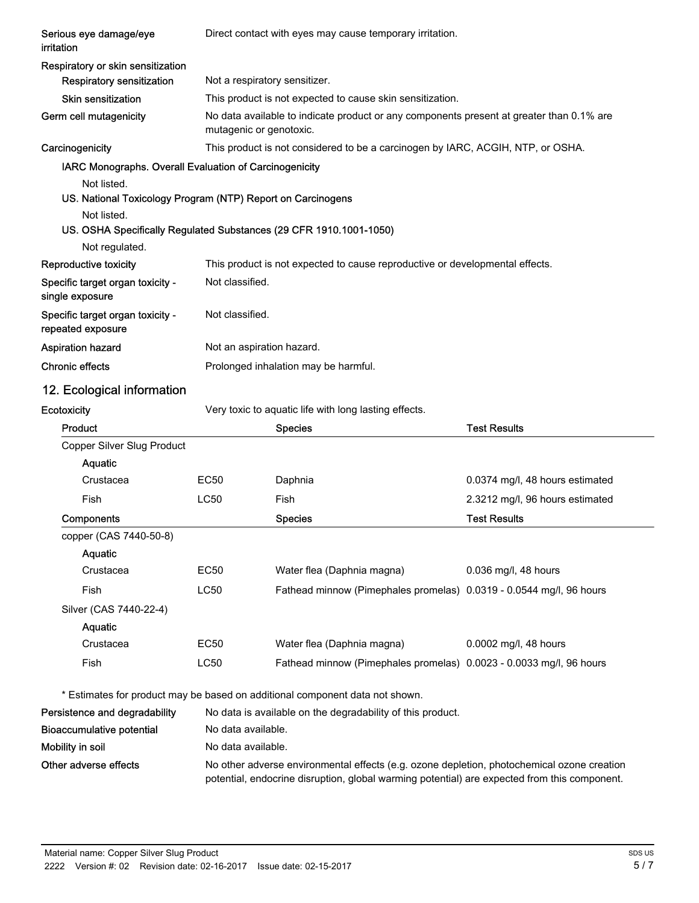| | |
|---|---|
| **Serious eye damage/eye irritation** | Direct contact with eyes may cause temporary irritation. |
| **Respiratory or skin sensitization** | |
| **Respiratory sensitization** | Not a respiratory sensitizer. |
| **Skin sensitization** | This product is not expected to cause skin sensitization. |
| **Germ cell mutagenicity** | No data available to indicate product or any components present at greater than 0.1% are mutagenic or genotoxic. |
| **Carcinogenicity** | This product is not considered to be a carcinogen by IARC, ACGIH, NTP, or OSHA. |

**IARC Monographs. Overall Evaluation of Carcinogenicity**

Not listed.

**US. National Toxicology Program (NTP) Report on Carcinogens**

Not listed.

**US. OSHA Specifically Regulated Substances (29 CFR 1910.1001-1050)**

Not regulated.

| | |
|---|---|
| **Reproductive toxicity** | This product is not expected to cause reproductive or developmental effects. |
| **Specific target organ toxicity - single exposure** | Not classified. |
| **Specific target organ toxicity - repeated exposure** | Not classified. |
| **Aspiration hazard** | Not an aspiration hazard. |
| **Chronic effects** | Prolonged inhalation may be harmful. |

## 12. Ecological information

**Ecotoxicity** Very toxic to aquatic life with long lasting effects.

| Product | | Species | Test Results |
|---|---|---|---|
| Copper Silver Slug Product | | | |
| Aquatic | | | |
| Crustacea | EC50 | Daphnia | 0.0374 mg/l, 48 hours estimated |
| Fish | LC50 | Fish | 2.3212 mg/l, 96 hours estimated |
| **Components** | | **Species** | **Test Results** |
| copper (CAS 7440-50-8) | | | |
| Aquatic | | | |
| Crustacea | EC50 | Water flea (Daphnia magna) | 0.036 mg/l, 48 hours |
| Fish | LC50 | Fathead minnow (Pimephales promelas) | 0.0319 - 0.0544 mg/l, 96 hours |
| Silver (CAS 7440-22-4) | | | |
| Aquatic | | | |
| Crustacea | EC50 | Water flea (Daphnia magna) | 0.0002 mg/l, 48 hours |
| Fish | LC50 | Fathead minnow (Pimephales promelas) | 0.0023 - 0.0033 mg/l, 96 hours |

* Estimates for product may be based on additional component data not shown.

| | |
|---|---|
| **Persistence and degradability** | No data is available on the degradability of this product. |
| **Bioaccumulative potential** | No data available. |
| **Mobility in soil** | No data available. |
| **Other adverse effects** | No other adverse environmental effects (e.g. ozone depletion, photochemical ozone creation potential, endocrine disruption, global warming potential) are expected from this component. |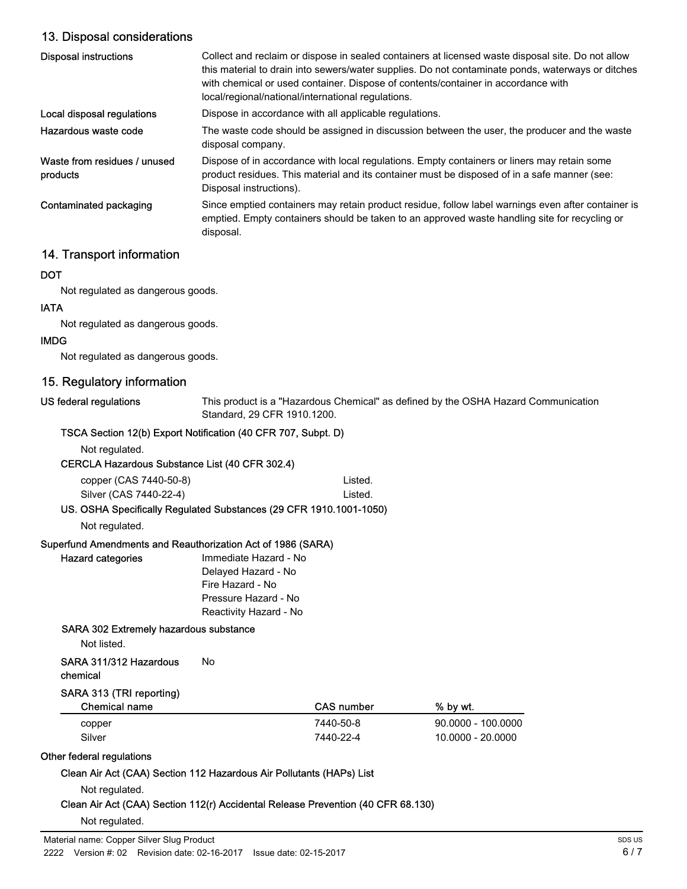## 13. Disposal considerations

| | |
|---|---|
| **Disposal instructions** | Collect and reclaim or dispose in sealed containers at licensed waste disposal site. Do not allow this material to drain into sewers/water supplies. Do not contaminate ponds, waterways or ditches with chemical or used container. Dispose of contents/container in accordance with local/regional/national/international regulations. |
| **Local disposal regulations** | Dispose in accordance with all applicable regulations. |
| **Hazardous waste code** | The waste code should be assigned in discussion between the user, the producer and the waste disposal company. |
| **Waste from residues / unused products** | Dispose of in accordance with local regulations. Empty containers or liners may retain some product residues. This material and its container must be disposed of in a safe manner (see: Disposal instructions). |
| **Contaminated packaging** | Since emptied containers may retain product residue, follow label warnings even after container is emptied. Empty containers should be taken to an approved waste handling site for recycling or disposal. |

## 14. Transport information

**DOT**

Not regulated as dangerous goods.

**IATA**

Not regulated as dangerous goods.

**IMDG**

Not regulated as dangerous goods.

## 15. Regulatory information

**US federal regulations** This product is a "Hazardous Chemical" as defined by the OSHA Hazard Communication Standard, 29 CFR 1910.1200.

**TSCA Section 12(b) Export Notification (40 CFR 707, Subpt. D)**

Not regulated.

**CERCLA Hazardous Substance List (40 CFR 302.4)**

| | |
|---|---|
| copper (CAS 7440-50-8) | Listed. |
| Silver (CAS 7440-22-4) | Listed. |

**US. OSHA Specifically Regulated Substances (29 CFR 1910.1001-1050)**

Not regulated.

**Superfund Amendments and Reauthorization Act of 1986 (SARA)**

**Hazard categories**

Immediate Hazard - No
Delayed Hazard - No
Fire Hazard - No
Pressure Hazard - No
Reactivity Hazard - No

**SARA 302 Extremely hazardous substance**

Not listed.

**SARA 311/312 Hazardous chemical** No

**SARA 313 (TRI reporting)**

| Chemical name | CAS number | % by wt. |
|---|---|---|
| copper | 7440-50-8 | 90.0000 - 100.0000 |
| Silver | 7440-22-4 | 10.0000 - 20.0000 |

**Other federal regulations**

**Clean Air Act (CAA) Section 112 Hazardous Air Pollutants (HAPs) List**

Not regulated.

**Clean Air Act (CAA) Section 112(r) Accidental Release Prevention (40 CFR 68.130)**

Not regulated.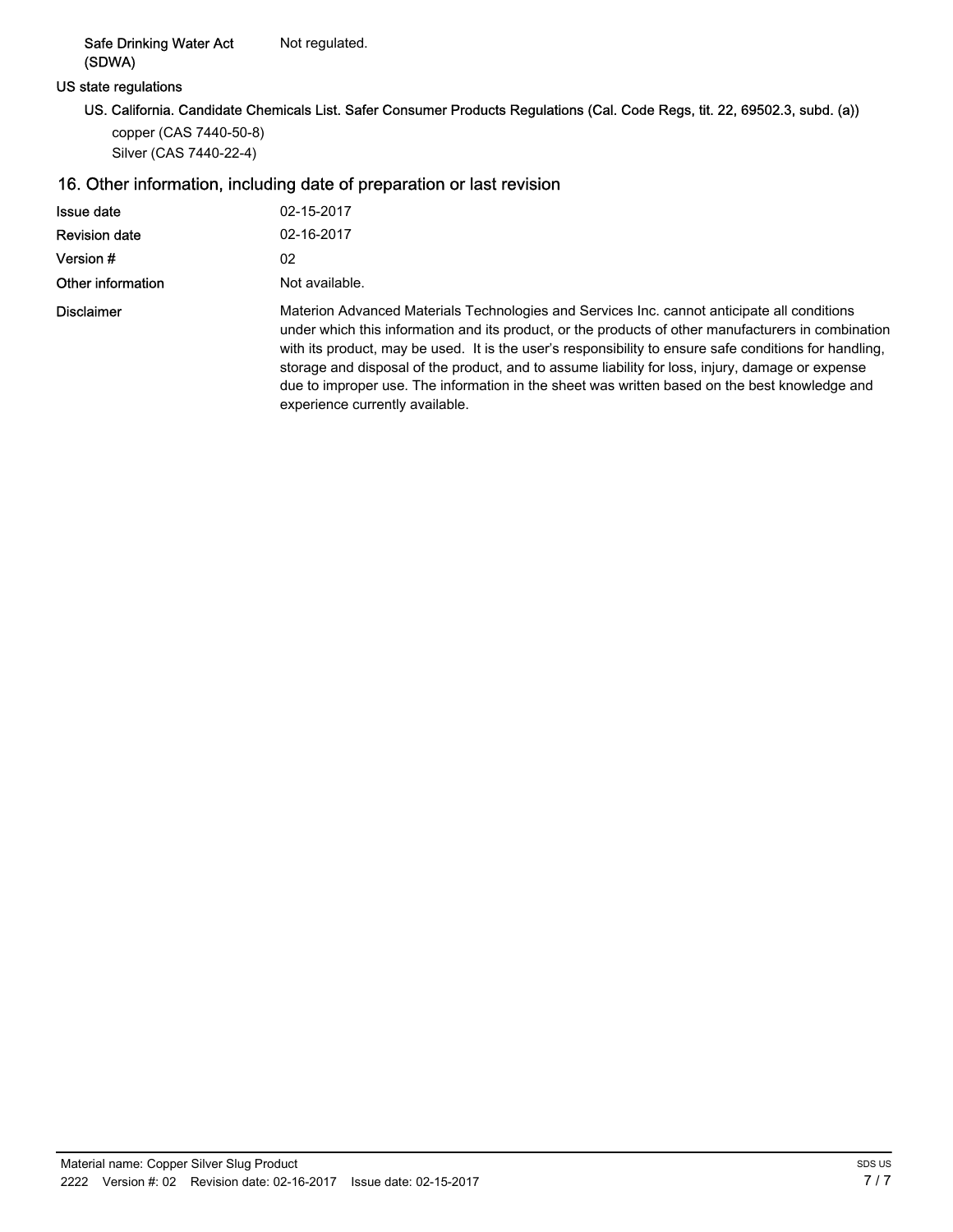| | |
|---|---|
| **Safe Drinking Water Act (SDWA)** | Not regulated. |

**US state regulations**

**US. California. Candidate Chemicals List. Safer Consumer Products Regulations (Cal. Code Regs, tit. 22, 69502.3, subd. (a))**

copper (CAS 7440-50-8)
Silver (CAS 7440-22-4)

## 16. Other information, including date of preparation or last revision

| | |
|---|---|
| **Issue date** | 02-15-2017 |
| **Revision date** | 02-16-2017 |
| **Version #** | 02 |
| **Other information** | Not available. |
| **Disclaimer** | Materion Advanced Materials Technologies and Services Inc. cannot anticipate all conditions under which this information and its product, or the products of other manufacturers in combination with its product, may be used. It is the user's responsibility to ensure safe conditions for handling, storage and disposal of the product, and to assume liability for loss, injury, damage or expense due to improper use. The information in the sheet was written based on the best knowledge and experience currently available. |